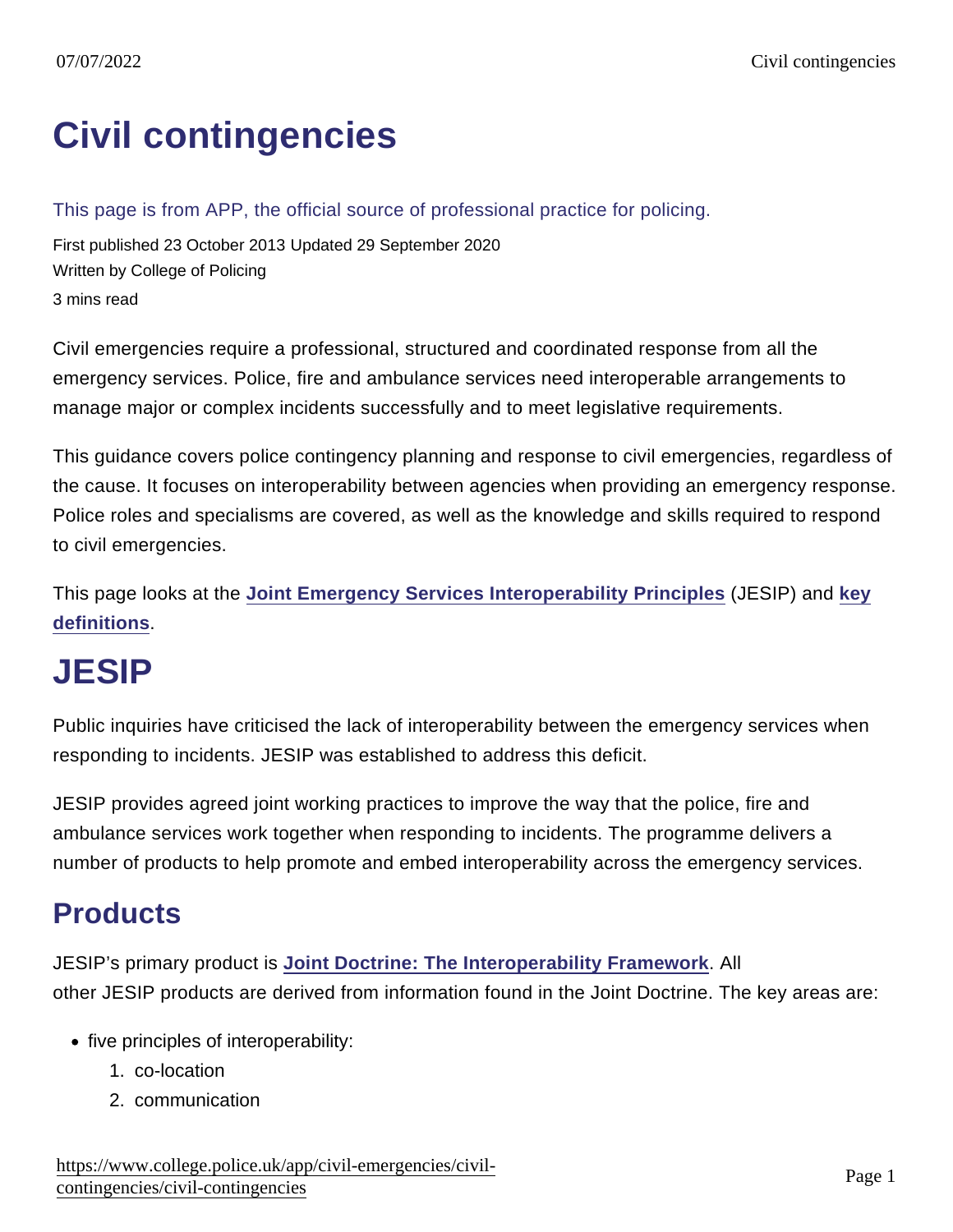# Civil contingencies

This page is from APP, the official source of professional practice for policing.

First published 23 October 2013 Updated 29 September 2020

Written by College of Policing

3 mins read

Civil emergencies require a professional, structured and coordinated response from all the emergency services. Police, fire and ambulance services need interoperable arrangements to manage major or complex incidents successfully and to meet legislative requirements.

This guidance covers police contingency planning and response to civil emergencies, regardless of the cause. It focuses on interoperability between agencies when providing an emergency response. Police roles and specialisms are covered, as well as the knowledge and skills required to respond to civil emergencies.

This page looks at the **Joint Emergency Services Interoperability Principles** (JESIP) and **key definitions**.

# JESIP

Public inquiries have criticised the lack of interoperability between the emergency services when responding to incidents. JESIP was established to address this deficit.

JESIP provides agreed joint working practices to improve the way that the police, fire and ambulance services work together when responding to incidents. The programme delivers a number of products to help promote and embed interoperability across the emergency services.

## Products

JESIP's primary product is **Joint Doctrine: The Interoperability Framework**. All other JESIP products are derived from information found in the Joint Doctrine. The key areas are:

- five principles of interoperability:
    1. co-location
    2. communication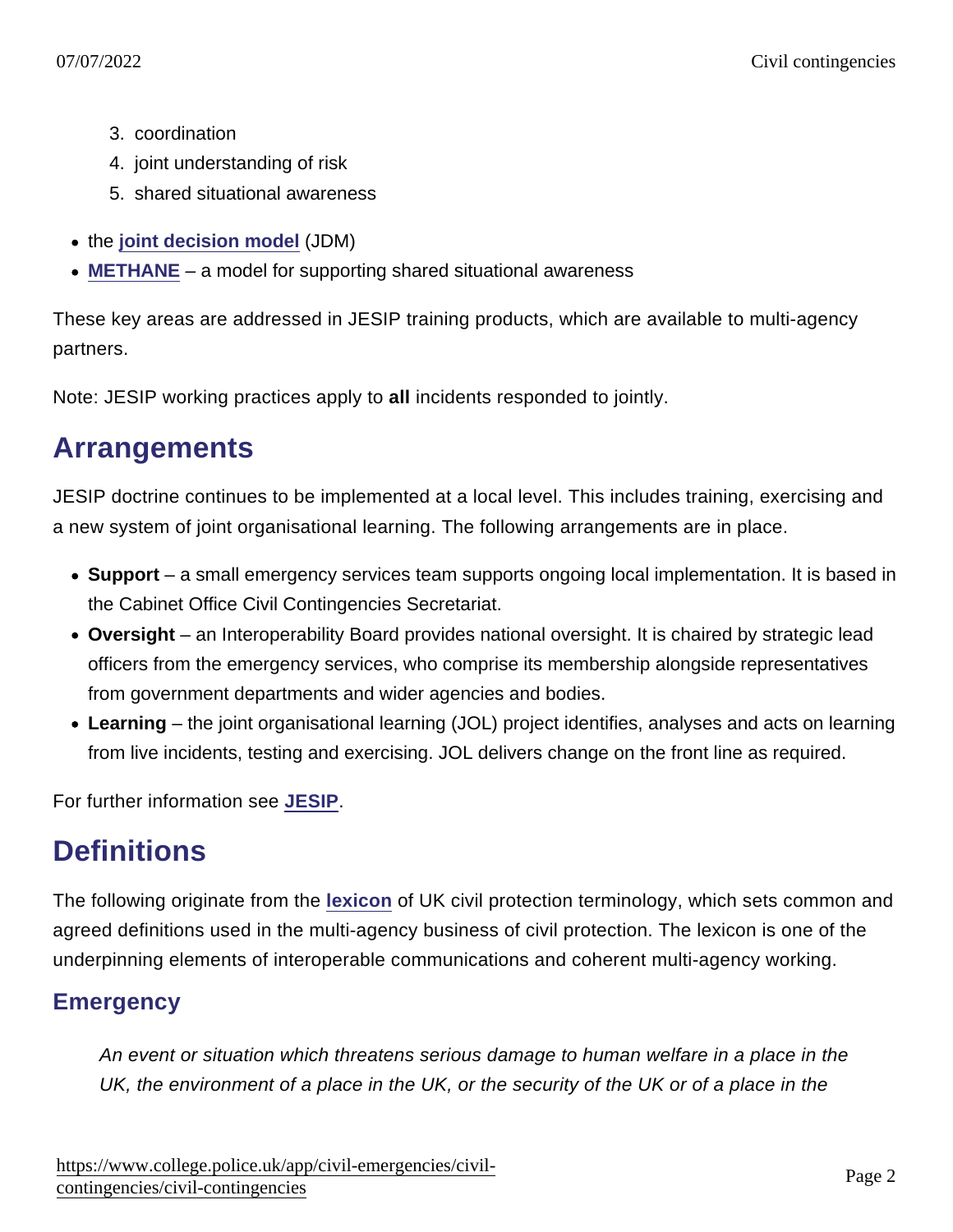3. coordination
4. joint understanding of risk
5. shared situational awareness

- the **joint decision model** (JDM)
- **METHANE** – a model for supporting shared situational awareness

These key areas are addressed in JESIP training products, which are available to multi-agency partners.

Note: JESIP working practices apply to **all** incidents responded to jointly.

## Arrangements

JESIP doctrine continues to be implemented at a local level. This includes training, exercising and a new system of joint organisational learning. The following arrangements are in place.

- **Support** – a small emergency services team supports ongoing local implementation. It is based in the Cabinet Office Civil Contingencies Secretariat.
- **Oversight** – an Interoperability Board provides national oversight. It is chaired by strategic lead officers from the emergency services, who comprise its membership alongside representatives from government departments and wider agencies and bodies.
- **Learning** – the joint organisational learning (JOL) project identifies, analyses and acts on learning from live incidents, testing and exercising. JOL delivers change on the front line as required.

For further information see **JESIP**.

## Definitions

The following originate from the **lexicon** of UK civil protection terminology, which sets common and agreed definitions used in the multi-agency business of civil protection. The lexicon is one of the underpinning elements of interoperable communications and coherent multi-agency working.

### Emergency

> *An event or situation which threatens serious damage to human welfare in a place in the UK, the environment of a place in the UK, or the security of the UK or of a place in the*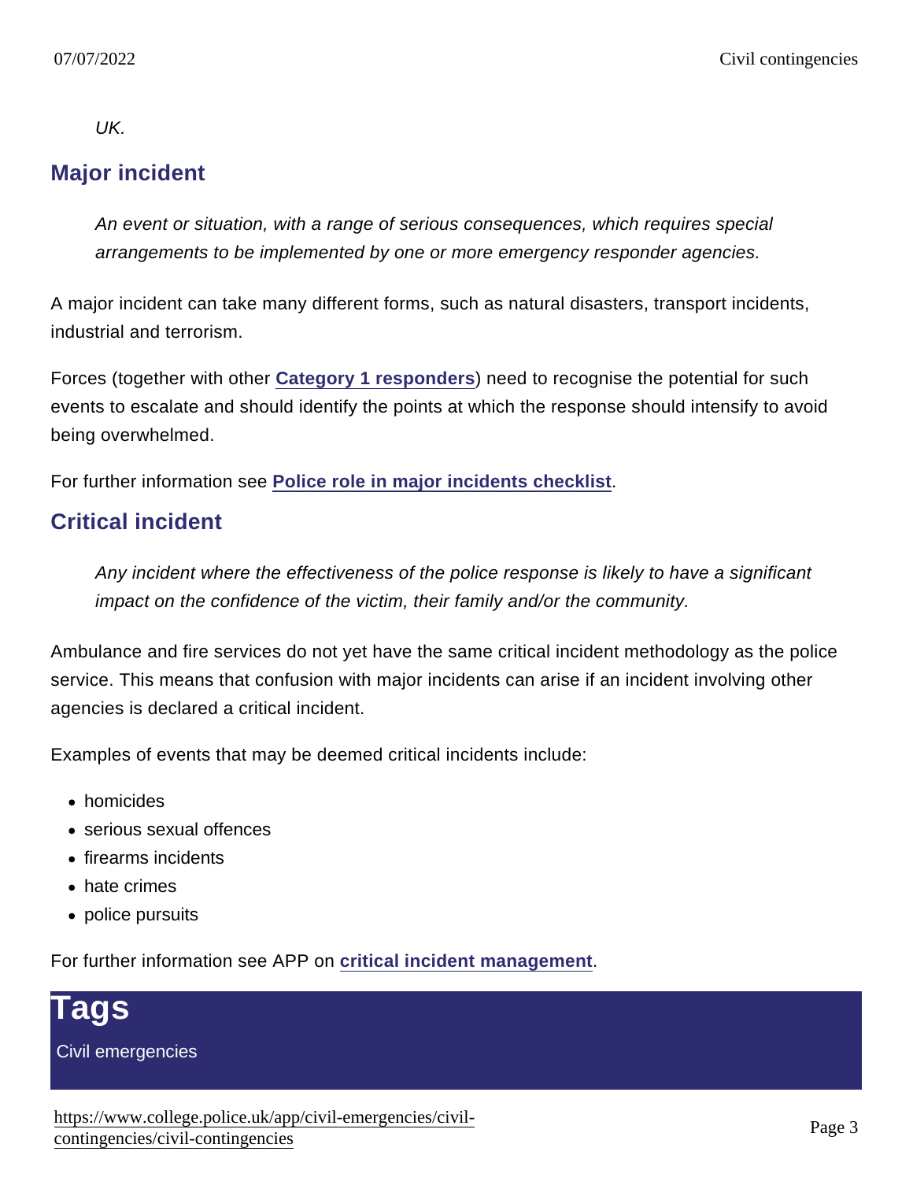*UK.*

## Major incident

> *An event or situation, with a range of serious consequences, which requires special arrangements to be implemented by one or more emergency responder agencies.*

A major incident can take many different forms, such as natural disasters, transport incidents, industrial and terrorism.

Forces (together with other **Category 1 responders**) need to recognise the potential for such events to escalate and should identify the points at which the response should intensify to avoid being overwhelmed.

For further information see **Police role in major incidents checklist**.

## Critical incident

> *Any incident where the effectiveness of the police response is likely to have a significant impact on the confidence of the victim, their family and/or the community.*

Ambulance and fire services do not yet have the same critical incident methodology as the police service. This means that confusion with major incidents can arise if an incident involving other agencies is declared a critical incident.

Examples of events that may be deemed critical incidents include:

- homicides
- serious sexual offences
- firearms incidents
- hate crimes
- police pursuits

For further information see APP on **critical incident management**.

# Tags

Civil emergencies

https://www.college.police.uk/app/civil-emergencies/civil-contingencies/civil-contingencies